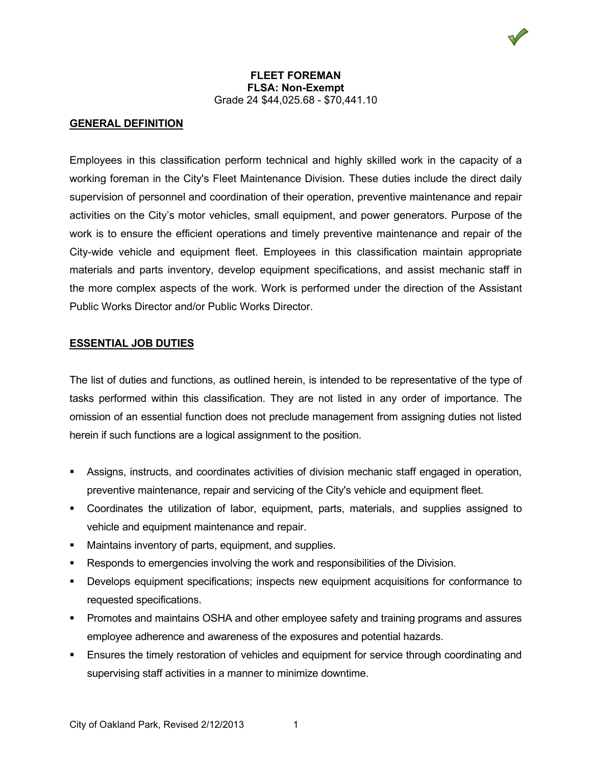# FLEET FOREMAN

**FLSA: Non-Exempt**

Grade 24 $44,025.68 - $70,441.10

## GENERAL DEFINITION

Employees in this classification perform technical and highly skilled work in the capacity of a working foreman in the City's Fleet Maintenance Division. These duties include the direct daily supervision of personnel and coordination of their operation, preventive maintenance and repair activities on the City's motor vehicles, small equipment, and power generators. Purpose of the work is to ensure the efficient operations and timely preventive maintenance and repair of the City-wide vehicle and equipment fleet. Employees in this classification maintain appropriate materials and parts inventory, develop equipment specifications, and assist mechanic staff in the more complex aspects of the work. Work is performed under the direction of the Assistant Public Works Director and/or Public Works Director.

## ESSENTIAL JOB DUTIES

The list of duties and functions, as outlined herein, is intended to be representative of the type of tasks performed within this classification. They are not listed in any order of importance. The omission of an essential function does not preclude management from assigning duties not listed herein if such functions are a logical assignment to the position.

- Assigns, instructs, and coordinates activities of division mechanic staff engaged in operation, preventive maintenance, repair and servicing of the City's vehicle and equipment fleet.
- Coordinates the utilization of labor, equipment, parts, materials, and supplies assigned to vehicle and equipment maintenance and repair.
- Maintains inventory of parts, equipment, and supplies.
- Responds to emergencies involving the work and responsibilities of the Division.
- Develops equipment specifications; inspects new equipment acquisitions for conformance to requested specifications.
- Promotes and maintains OSHA and other employee safety and training programs and assures employee adherence and awareness of the exposures and potential hazards.
- Ensures the timely restoration of vehicles and equipment for service through coordinating and supervising staff activities in a manner to minimize downtime.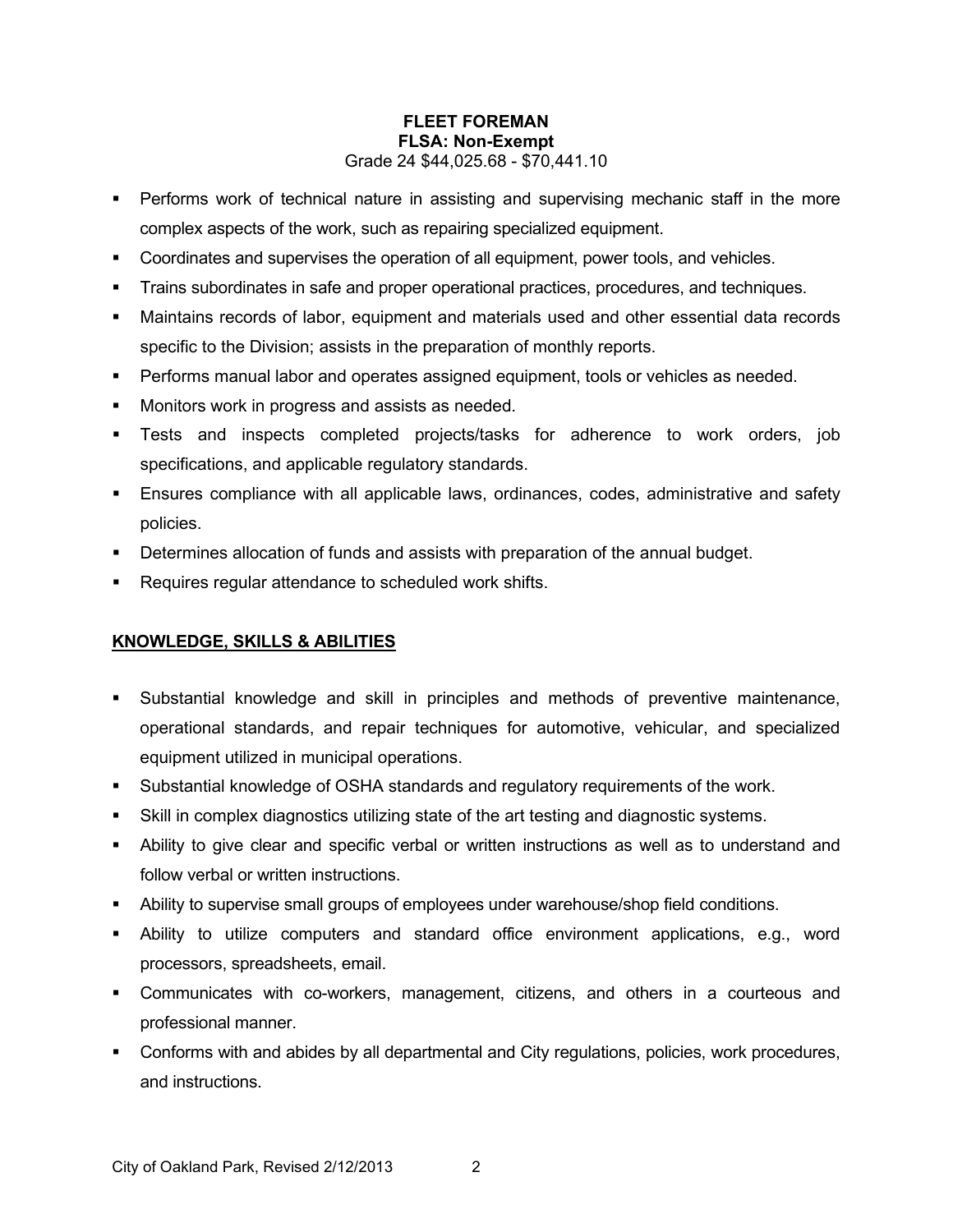**FLEET FOREMAN**
**FLSA: Non-Exempt**
Grade 24 $44,025.68 - $70,441.10

- Performs work of technical nature in assisting and supervising mechanic staff in the more complex aspects of the work, such as repairing specialized equipment.
- Coordinates and supervises the operation of all equipment, power tools, and vehicles.
- Trains subordinates in safe and proper operational practices, procedures, and techniques.
- Maintains records of labor, equipment and materials used and other essential data records specific to the Division; assists in the preparation of monthly reports.
- Performs manual labor and operates assigned equipment, tools or vehicles as needed.
- Monitors work in progress and assists as needed.
- Tests and inspects completed projects/tasks for adherence to work orders, job specifications, and applicable regulatory standards.
- Ensures compliance with all applicable laws, ordinances, codes, administrative and safety policies.
- Determines allocation of funds and assists with preparation of the annual budget.
- Requires regular attendance to scheduled work shifts.

## KNOWLEDGE, SKILLS & ABILITIES

- Substantial knowledge and skill in principles and methods of preventive maintenance, operational standards, and repair techniques for automotive, vehicular, and specialized equipment utilized in municipal operations.
- Substantial knowledge of OSHA standards and regulatory requirements of the work.
- Skill in complex diagnostics utilizing state of the art testing and diagnostic systems.
- Ability to give clear and specific verbal or written instructions as well as to understand and follow verbal or written instructions.
- Ability to supervise small groups of employees under warehouse/shop field conditions.
- Ability to utilize computers and standard office environment applications, e.g., word processors, spreadsheets, email.
- Communicates with co-workers, management, citizens, and others in a courteous and professional manner.
- Conforms with and abides by all departmental and City regulations, policies, work procedures, and instructions.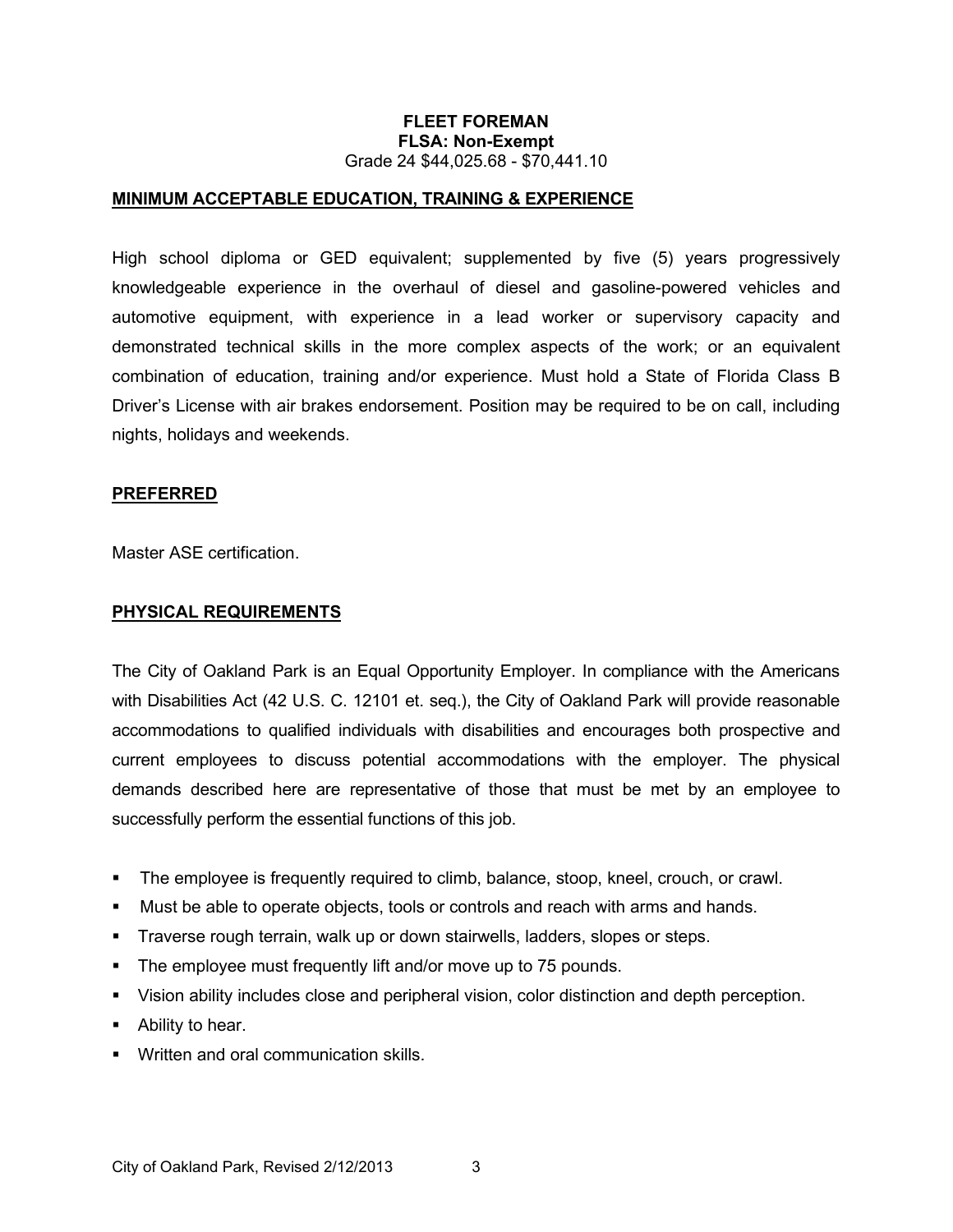**FLEET FOREMAN**
**FLSA: Non-Exempt**
Grade 24 $44,025.68 - $70,441.10

## MINIMUM ACCEPTABLE EDUCATION, TRAINING & EXPERIENCE

High school diploma or GED equivalent; supplemented by five (5) years progressively knowledgeable experience in the overhaul of diesel and gasoline-powered vehicles and automotive equipment, with experience in a lead worker or supervisory capacity and demonstrated technical skills in the more complex aspects of the work; or an equivalent combination of education, training and/or experience. Must hold a State of Florida Class B Driver's License with air brakes endorsement. Position may be required to be on call, including nights, holidays and weekends.

## PREFERRED

Master ASE certification.

## PHYSICAL REQUIREMENTS

The City of Oakland Park is an Equal Opportunity Employer. In compliance with the Americans with Disabilities Act (42 U.S. C. 12101 et. seq.), the City of Oakland Park will provide reasonable accommodations to qualified individuals with disabilities and encourages both prospective and current employees to discuss potential accommodations with the employer. The physical demands described here are representative of those that must be met by an employee to successfully perform the essential functions of this job.

- The employee is frequently required to climb, balance, stoop, kneel, crouch, or crawl.
- Must be able to operate objects, tools or controls and reach with arms and hands.
- Traverse rough terrain, walk up or down stairwells, ladders, slopes or steps.
- The employee must frequently lift and/or move up to 75 pounds.
- Vision ability includes close and peripheral vision, color distinction and depth perception.
- Ability to hear.
- Written and oral communication skills.

City of Oakland Park, Revised 2/12/2013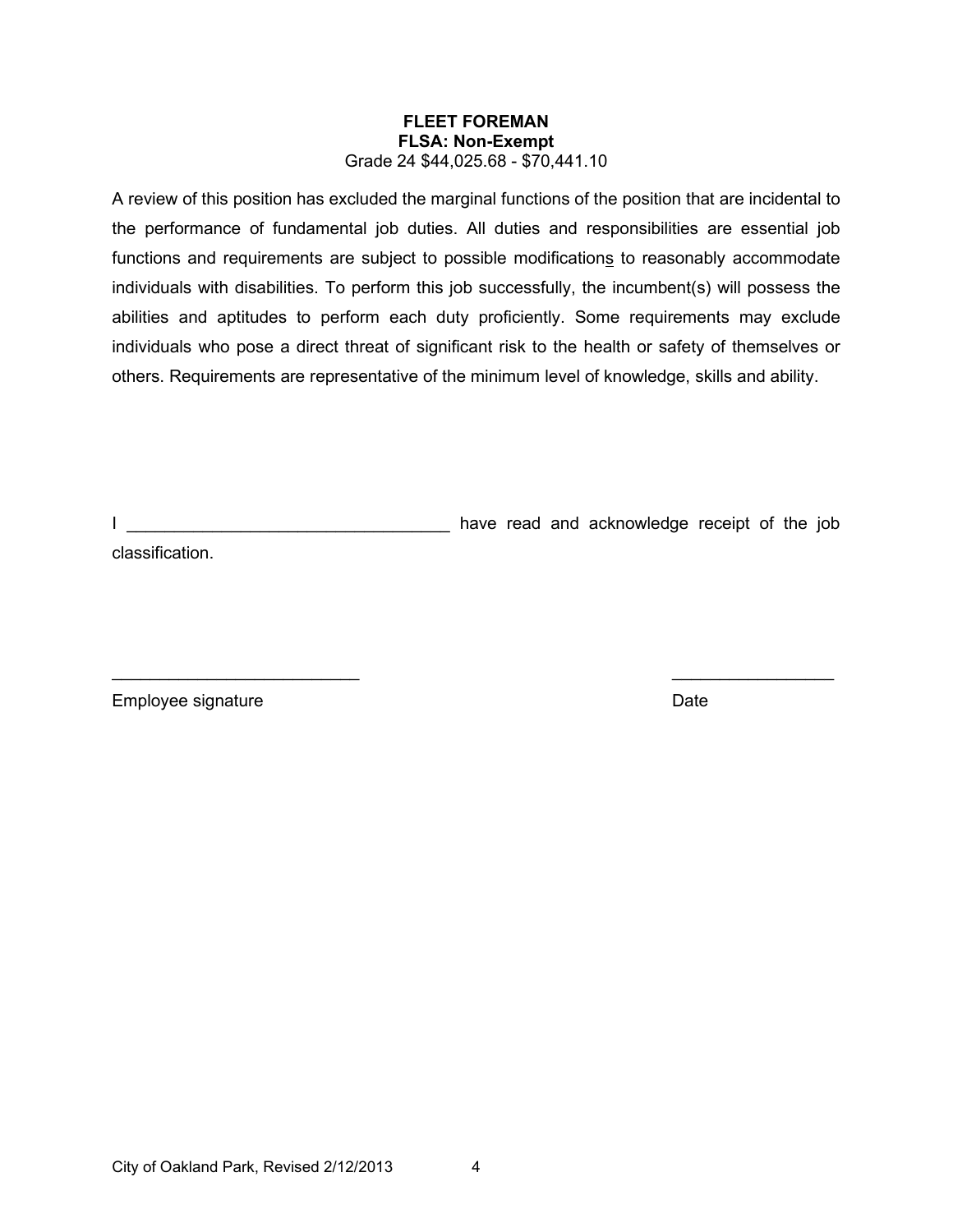**FLEET FOREMAN**
**FLSA: Non-Exempt**
Grade 24 $44,025.68 - $70,441.10

A review of this position has excluded the marginal functions of the position that are incidental to the performance of fundamental job duties. All duties and responsibilities are essential job functions and requirements are subject to possible modifications to reasonably accommodate individuals with disabilities. To perform this job successfully, the incumbent(s) will possess the abilities and aptitudes to perform each duty proficiently. Some requirements may exclude individuals who pose a direct threat of significant risk to the health or safety of themselves or others. Requirements are representative of the minimum level of knowledge, skills and ability.

I _________________________________ have read and acknowledge receipt of the job classification.

__________________________ &nbsp;&nbsp;&nbsp;&nbsp;&nbsp;&nbsp;&nbsp;&nbsp;&nbsp;&nbsp;&nbsp;&nbsp;&nbsp;&nbsp;&nbsp;&nbsp;&nbsp;&nbsp;&nbsp;&nbsp; _________________

Employee signature &nbsp;&nbsp;&nbsp;&nbsp;&nbsp;&nbsp;&nbsp;&nbsp;&nbsp;&nbsp;&nbsp;&nbsp;&nbsp;&nbsp;&nbsp;&nbsp;&nbsp;&nbsp;&nbsp;&nbsp;&nbsp;&nbsp;&nbsp;&nbsp;&nbsp;&nbsp;&nbsp;&nbsp;&nbsp;&nbsp; Date

City of Oakland Park, Revised 2/12/2013